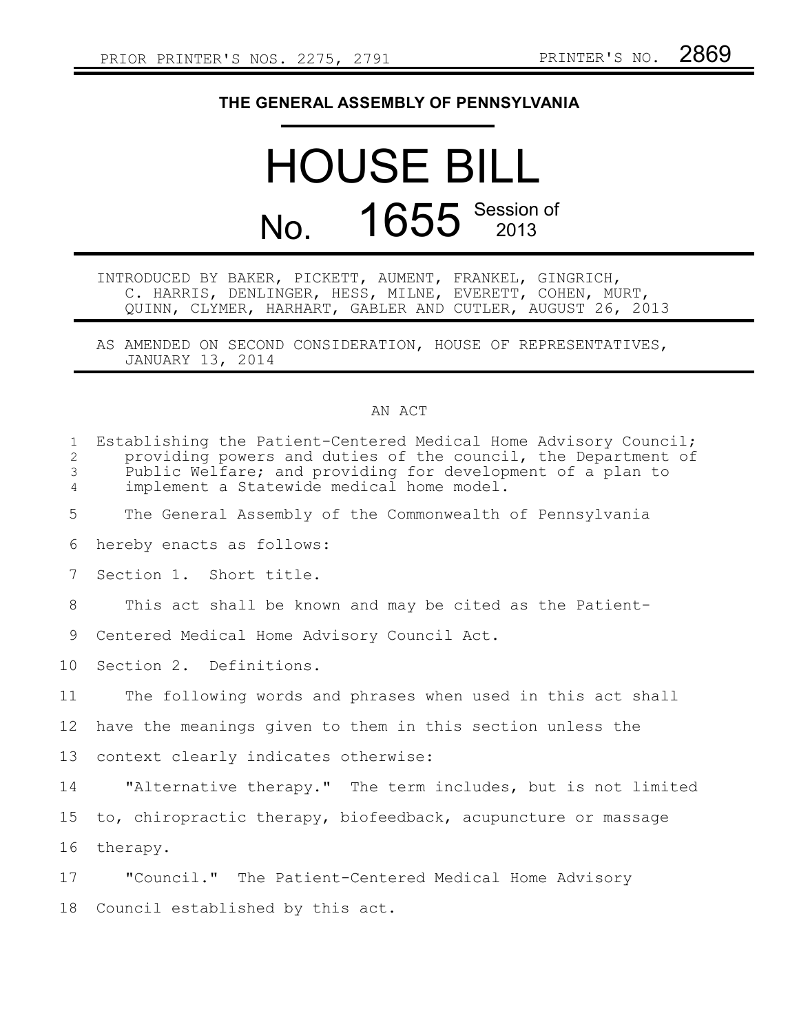PRIOR PRINTER'S NOS. 2275, 2791 PRINTER'S NO. 2869

# THE GENERAL ASSEMBLY OF PENNSYLVANIA

# HOUSE BILL

## No. 1655 Session of 2013

INTRODUCED BY BAKER, PICKETT, AUMENT, FRANKEL, GINGRICH, C. HARRIS, DENLINGER, HESS, MILNE, EVERETT, COHEN, MURT, QUINN, CLYMER, HARHART, GABLER AND CUTLER, AUGUST 26, 2013

AS AMENDED ON SECOND CONSIDERATION, HOUSE OF REPRESENTATIVES, JANUARY 13, 2014

AN ACT

Establishing the Patient-Centered Medical Home Advisory Council; providing powers and duties of the council, the Department of Public Welfare; and providing for development of a plan to implement a Statewide medical home model.

The General Assembly of the Commonwealth of Pennsylvania hereby enacts as follows:

Section 1. Short title.

This act shall be known and may be cited as the Patient-Centered Medical Home Advisory Council Act.

Section 2. Definitions.

The following words and phrases when used in this act shall have the meanings given to them in this section unless the context clearly indicates otherwise:

"Alternative therapy." The term includes, but is not limited to, chiropractic therapy, biofeedback, acupuncture or massage therapy.

"Council." The Patient-Centered Medical Home Advisory Council established by this act.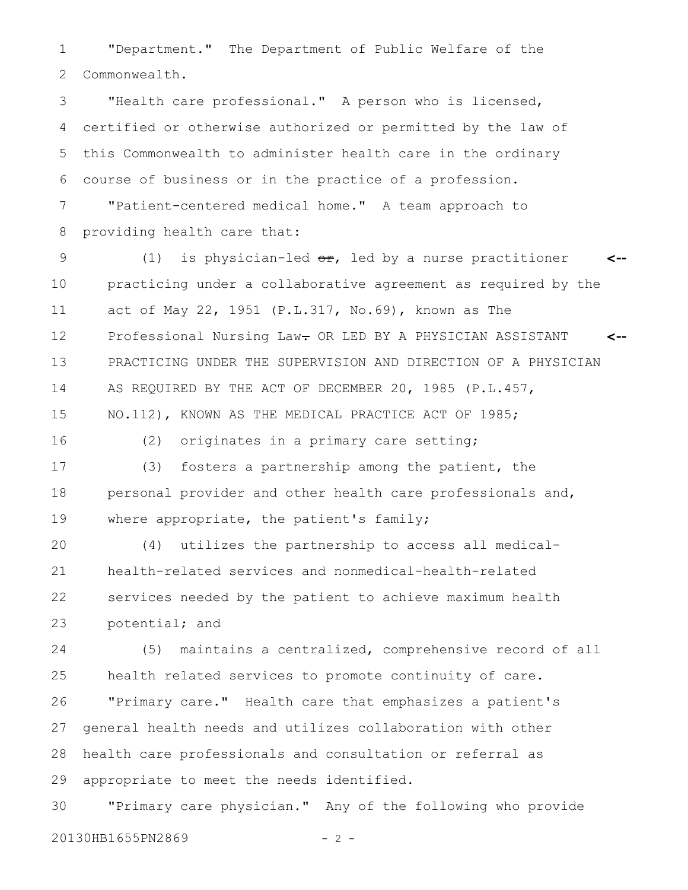"Department." The Department of Public Welfare of the Commonwealth.

"Health care professional." A person who is licensed, certified or otherwise authorized or permitted by the law of this Commonwealth to administer health care in the ordinary course of business or in the practice of a profession.

"Patient-centered medical home." A team approach to providing health care that:

(1) is physician-led ~~or~~, led by a nurse practitioner practicing under a collaborative agreement as required by the act of May 22, 1951 (P.L.317, No.69), known as The Professional Nursing Law~~.~~ OR LED BY A PHYSICIAN ASSISTANT PRACTICING UNDER THE SUPERVISION AND DIRECTION OF A PHYSICIAN AS REQUIRED BY THE ACT OF DECEMBER 20, 1985 (P.L.457, NO.112), KNOWN AS THE MEDICAL PRACTICE ACT OF 1985;

(2) originates in a primary care setting;

(3) fosters a partnership among the patient, the personal provider and other health care professionals and, where appropriate, the patient's family;

(4) utilizes the partnership to access all medical-health-related services and nonmedical-health-related services needed by the patient to achieve maximum health potential; and

(5) maintains a centralized, comprehensive record of all health related services to promote continuity of care.

"Primary care." Health care that emphasizes a patient's general health needs and utilizes collaboration with other health care professionals and consultation or referral as appropriate to meet the needs identified.

"Primary care physician." Any of the following who provide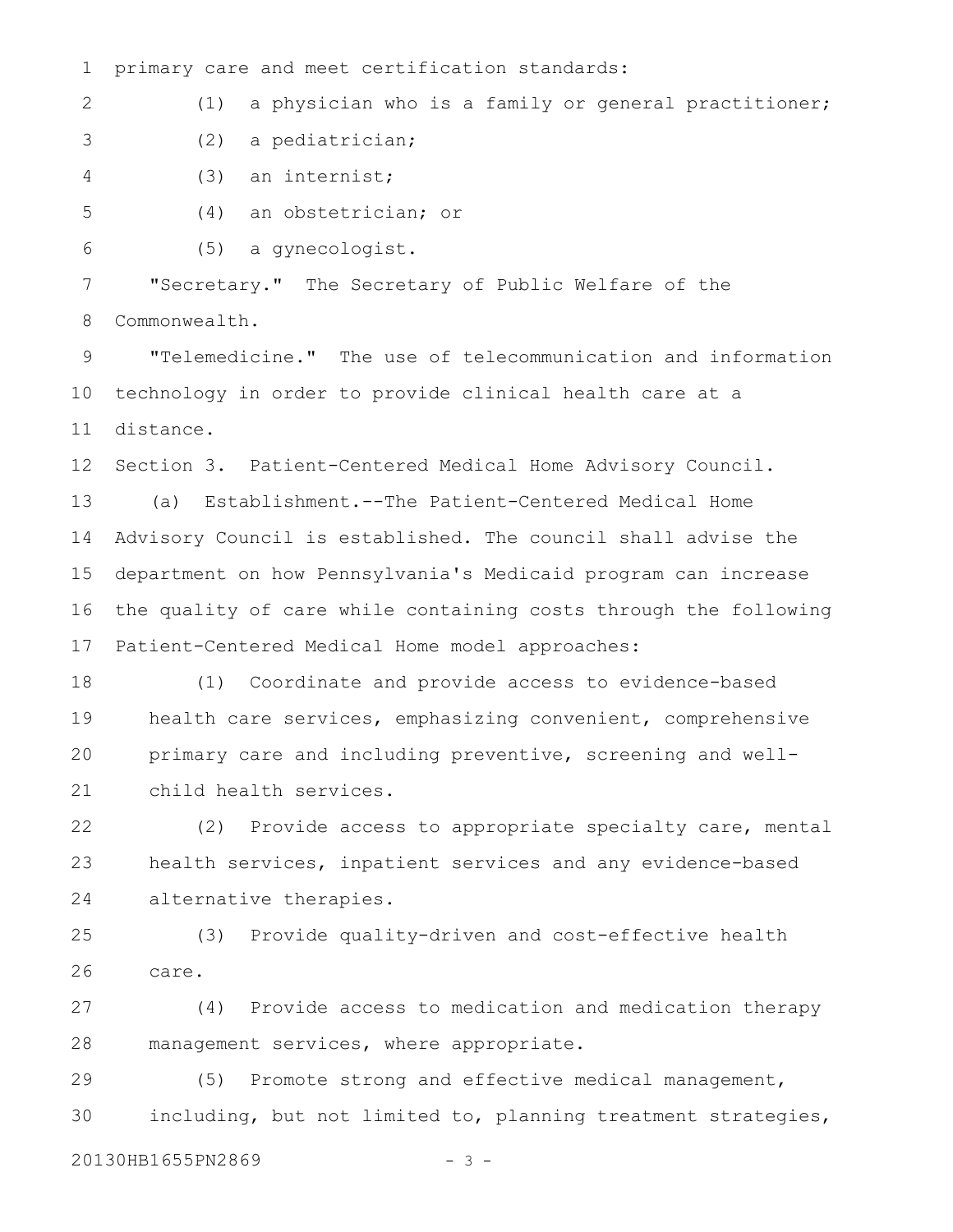primary care and meet certification standards:

(1) a physician who is a family or general practitioner;

(2) a pediatrician;

(3) an internist;

(4) an obstetrician; or

(5) a gynecologist.

"Secretary." The Secretary of Public Welfare of the Commonwealth.

"Telemedicine." The use of telecommunication and information technology in order to provide clinical health care at a distance.

Section 3. Patient-Centered Medical Home Advisory Council.

(a) Establishment.--The Patient-Centered Medical Home Advisory Council is established. The council shall advise the department on how Pennsylvania's Medicaid program can increase the quality of care while containing costs through the following Patient-Centered Medical Home model approaches:

(1) Coordinate and provide access to evidence-based health care services, emphasizing convenient, comprehensive primary care and including preventive, screening and well-child health services.

(2) Provide access to appropriate specialty care, mental health services, inpatient services and any evidence-based alternative therapies.

(3) Provide quality-driven and cost-effective health care.

(4) Provide access to medication and medication therapy management services, where appropriate.

(5) Promote strong and effective medical management, including, but not limited to, planning treatment strategies,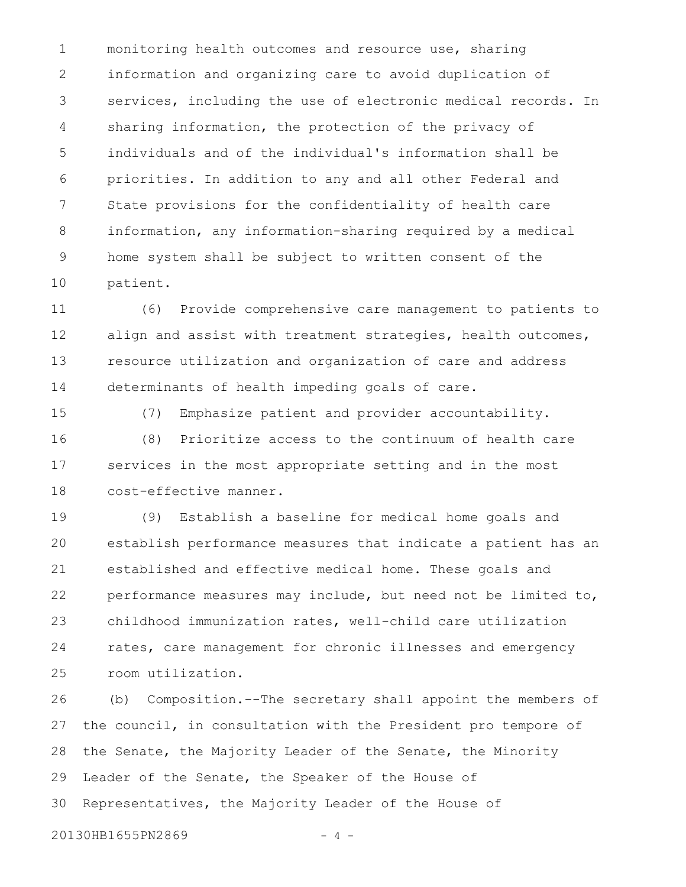monitoring health outcomes and resource use, sharing information and organizing care to avoid duplication of services, including the use of electronic medical records. In sharing information, the protection of the privacy of individuals and of the individual's information shall be priorities. In addition to any and all other Federal and State provisions for the confidentiality of health care information, any information-sharing required by a medical home system shall be subject to written consent of the patient.

(6) Provide comprehensive care management to patients to align and assist with treatment strategies, health outcomes, resource utilization and organization of care and address determinants of health impeding goals of care.

(7) Emphasize patient and provider accountability.

(8) Prioritize access to the continuum of health care services in the most appropriate setting and in the most cost-effective manner.

(9) Establish a baseline for medical home goals and establish performance measures that indicate a patient has an established and effective medical home. These goals and performance measures may include, but need not be limited to, childhood immunization rates, well-child care utilization rates, care management for chronic illnesses and emergency room utilization.

(b) Composition.--The secretary shall appoint the members of the council, in consultation with the President pro tempore of the Senate, the Majority Leader of the Senate, the Minority Leader of the Senate, the Speaker of the House of Representatives, the Majority Leader of the House of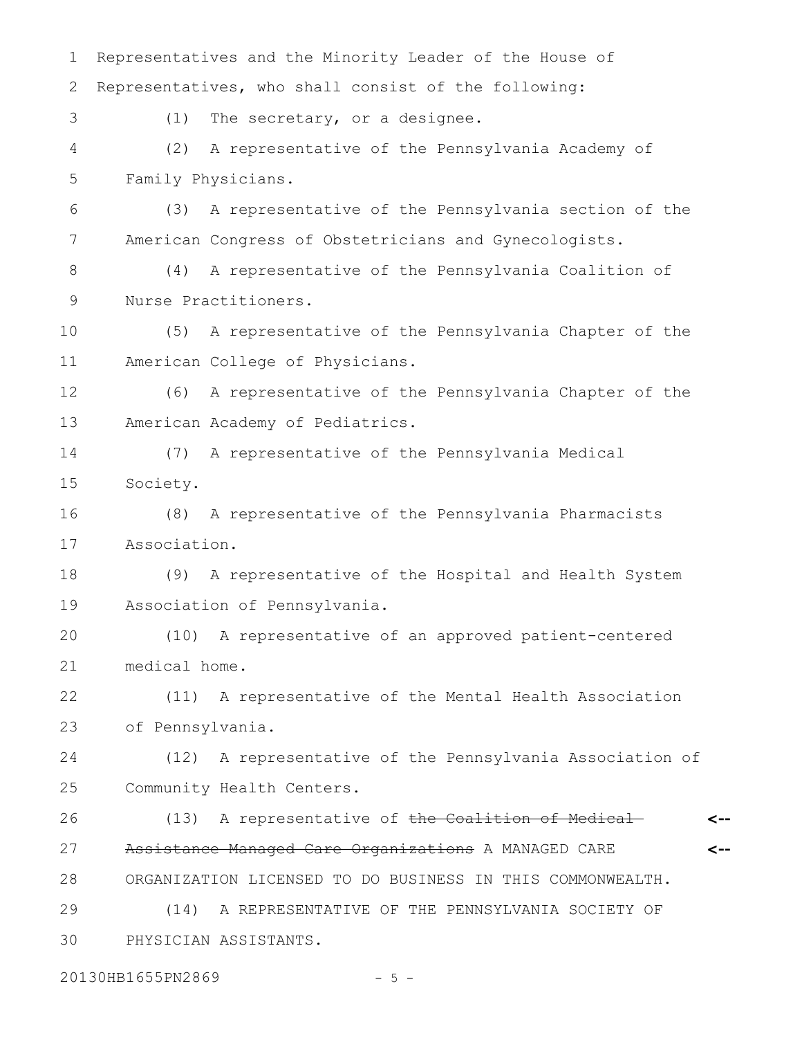Representatives and the Minority Leader of the House of Representatives, who shall consist of the following:

(1) The secretary, or a designee.

(2) A representative of the Pennsylvania Academy of Family Physicians.

(3) A representative of the Pennsylvania section of the American Congress of Obstetricians and Gynecologists.

(4) A representative of the Pennsylvania Coalition of Nurse Practitioners.

(5) A representative of the Pennsylvania Chapter of the American College of Physicians.

(6) A representative of the Pennsylvania Chapter of the American Academy of Pediatrics.

(7) A representative of the Pennsylvania Medical Society.

(8) A representative of the Pennsylvania Pharmacists Association.

(9) A representative of the Hospital and Health System Association of Pennsylvania.

(10) A representative of an approved patient-centered medical home.

(11) A representative of the Mental Health Association of Pennsylvania.

(12) A representative of the Pennsylvania Association of Community Health Centers.

(13) A representative of ~~the Coalition of Medical Assistance Managed Care Organizations~~ A MANAGED CARE ORGANIZATION LICENSED TO DO BUSINESS IN THIS COMMONWEALTH.

(14) A REPRESENTATIVE OF THE PENNSYLVANIA SOCIETY OF PHYSICIAN ASSISTANTS.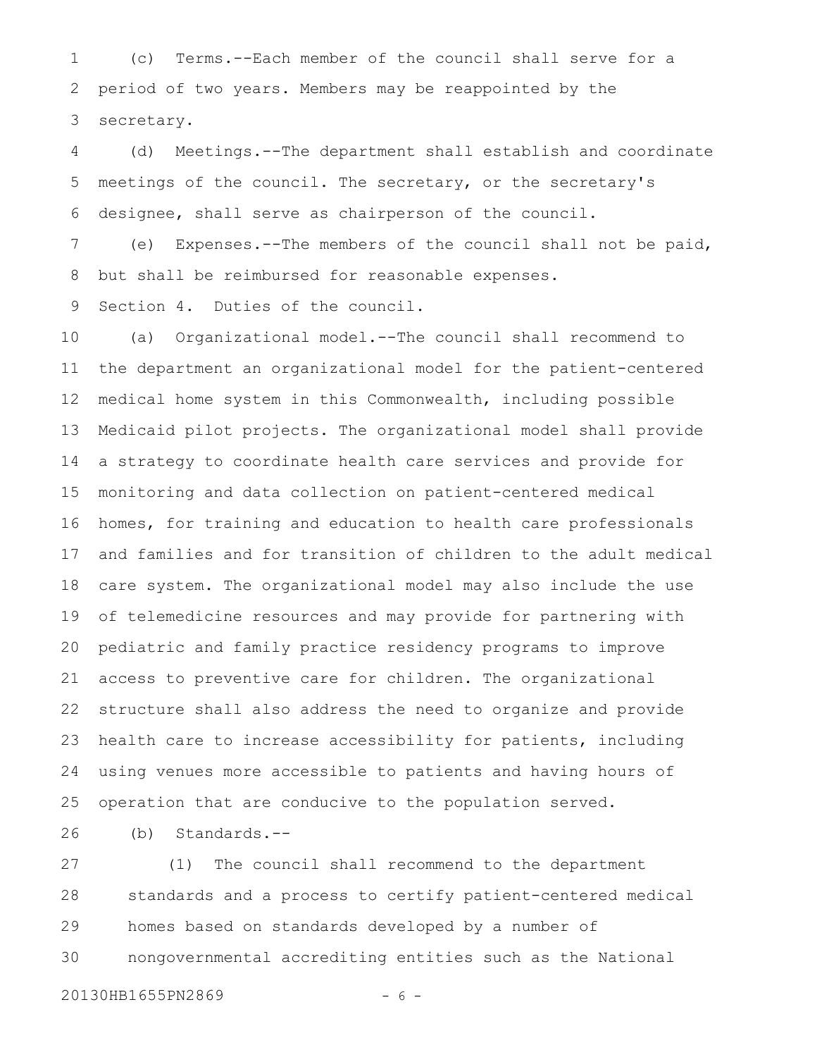(c) Terms.--Each member of the council shall serve for a period of two years. Members may be reappointed by the secretary.

(d) Meetings.--The department shall establish and coordinate meetings of the council. The secretary, or the secretary's designee, shall serve as chairperson of the council.

(e) Expenses.--The members of the council shall not be paid, but shall be reimbursed for reasonable expenses.

Section 4. Duties of the council.

(a) Organizational model.--The council shall recommend to the department an organizational model for the patient-centered medical home system in this Commonwealth, including possible Medicaid pilot projects. The organizational model shall provide a strategy to coordinate health care services and provide for monitoring and data collection on patient-centered medical homes, for training and education to health care professionals and families and for transition of children to the adult medical care system. The organizational model may also include the use of telemedicine resources and may provide for partnering with pediatric and family practice residency programs to improve access to preventive care for children. The organizational structure shall also address the need to organize and provide health care to increase accessibility for patients, including using venues more accessible to patients and having hours of operation that are conducive to the population served.

(b) Standards.--

(1) The council shall recommend to the department standards and a process to certify patient-centered medical homes based on standards developed by a number of nongovernmental accrediting entities such as the National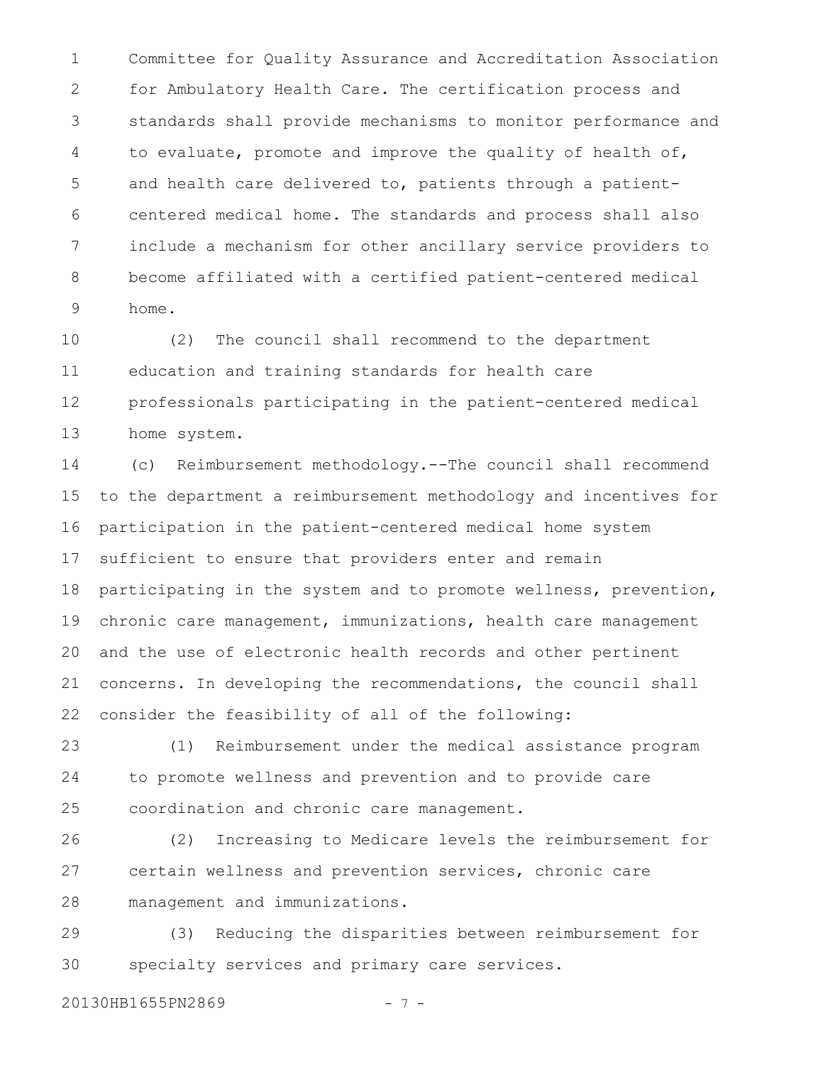Committee for Quality Assurance and Accreditation Association for Ambulatory Health Care. The certification process and standards shall provide mechanisms to monitor performance and to evaluate, promote and improve the quality of health of, and health care delivered to, patients through a patient-centered medical home. The standards and process shall also include a mechanism for other ancillary service providers to become affiliated with a certified patient-centered medical home.

(2) The council shall recommend to the department education and training standards for health care professionals participating in the patient-centered medical home system.

(c) Reimbursement methodology.--The council shall recommend to the department a reimbursement methodology and incentives for participation in the patient-centered medical home system sufficient to ensure that providers enter and remain participating in the system and to promote wellness, prevention, chronic care management, immunizations, health care management and the use of electronic health records and other pertinent concerns. In developing the recommendations, the council shall consider the feasibility of all of the following:

(1) Reimbursement under the medical assistance program to promote wellness and prevention and to provide care coordination and chronic care management.

(2) Increasing to Medicare levels the reimbursement for certain wellness and prevention services, chronic care management and immunizations.

(3) Reducing the disparities between reimbursement for specialty services and primary care services.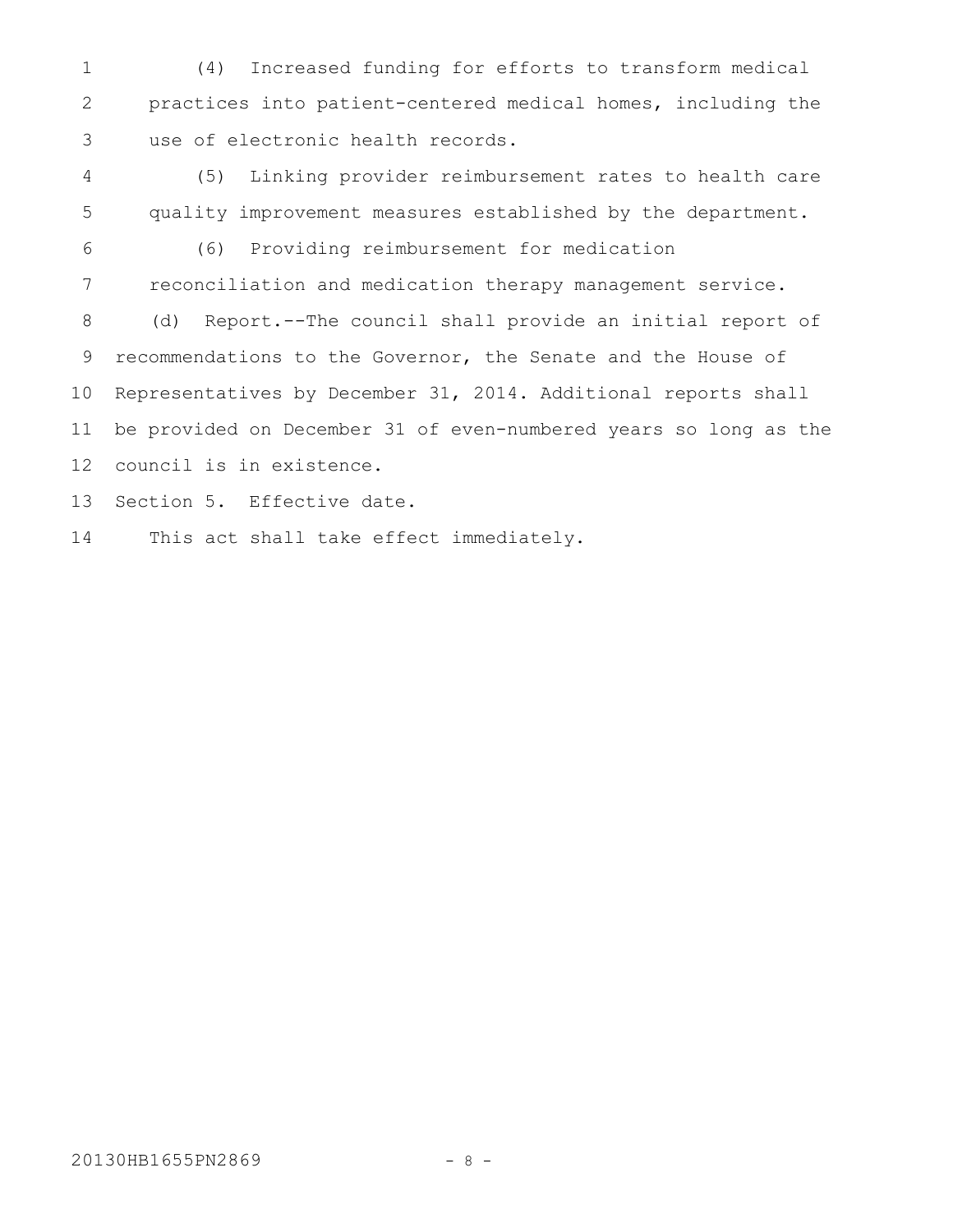(4) Increased funding for efforts to transform medical practices into patient-centered medical homes, including the use of electronic health records.

(5) Linking provider reimbursement rates to health care quality improvement measures established by the department.

(6) Providing reimbursement for medication reconciliation and medication therapy management service.

(d) Report.--The council shall provide an initial report of recommendations to the Governor, the Senate and the House of Representatives by December 31, 2014. Additional reports shall be provided on December 31 of even-numbered years so long as the council is in existence.

Section 5. Effective date.

This act shall take effect immediately.